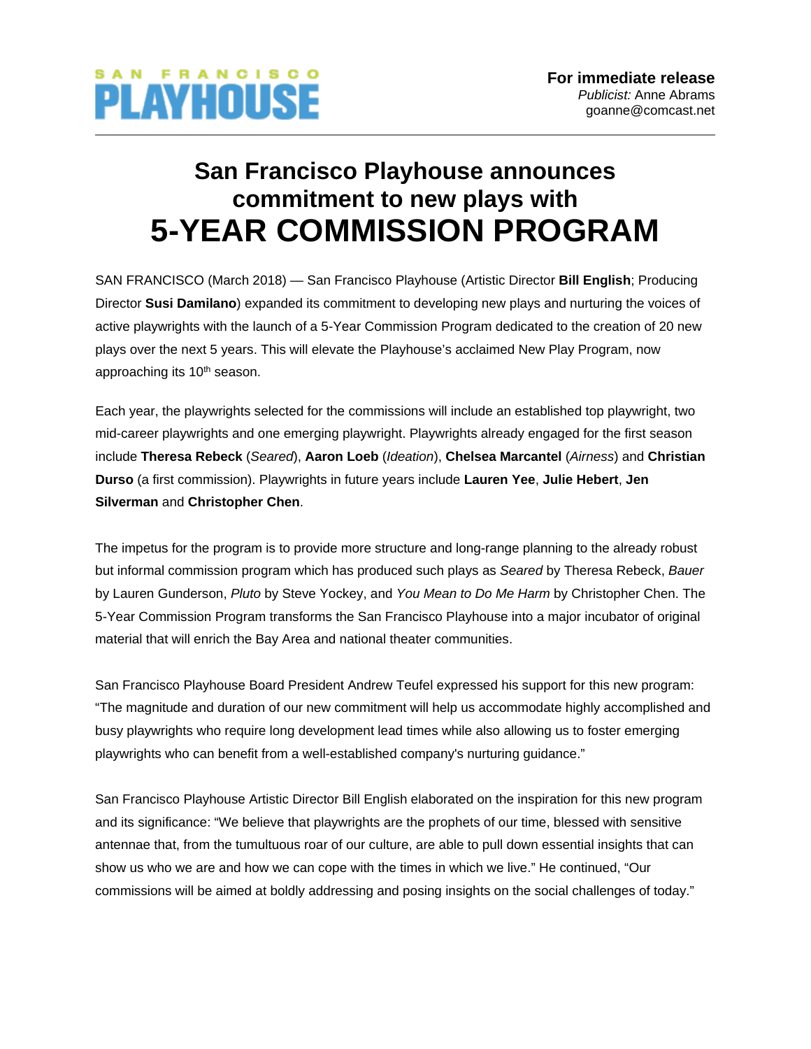SAN FRANCISCO
**PLAYHOUSE**

**For immediate release**
*Publicist:* Anne Abrams
goanne@comcast.net

# San Francisco Playhouse announces commitment to new plays with 5-YEAR COMMISSION PROGRAM

SAN FRANCISCO (March 2018) — San Francisco Playhouse (Artistic Director **Bill English**; Producing Director **Susi Damilano**) expanded its commitment to developing new plays and nurturing the voices of active playwrights with the launch of a 5-Year Commission Program dedicated to the creation of 20 new plays over the next 5 years. This will elevate the Playhouse's acclaimed New Play Program, now approaching its 10th season.

Each year, the playwrights selected for the commissions will include an established top playwright, two mid-career playwrights and one emerging playwright. Playwrights already engaged for the first season include **Theresa Rebeck** (*Seared*), **Aaron Loeb** (*Ideation*), **Chelsea Marcantel** (*Airness*) and **Christian Durso** (a first commission). Playwrights in future years include **Lauren Yee**, **Julie Hebert**, **Jen Silverman** and **Christopher Chen**.

The impetus for the program is to provide more structure and long-range planning to the already robust but informal commission program which has produced such plays as *Seared* by Theresa Rebeck, *Bauer* by Lauren Gunderson, *Pluto* by Steve Yockey, and *You Mean to Do Me Harm* by Christopher Chen. The 5-Year Commission Program transforms the San Francisco Playhouse into a major incubator of original material that will enrich the Bay Area and national theater communities.

San Francisco Playhouse Board President Andrew Teufel expressed his support for this new program: "The magnitude and duration of our new commitment will help us accommodate highly accomplished and busy playwrights who require long development lead times while also allowing us to foster emerging playwrights who can benefit from a well-established company's nurturing guidance."

San Francisco Playhouse Artistic Director Bill English elaborated on the inspiration for this new program and its significance: "We believe that playwrights are the prophets of our time, blessed with sensitive antennae that, from the tumultuous roar of our culture, are able to pull down essential insights that can show us who we are and how we can cope with the times in which we live." He continued, "Our commissions will be aimed at boldly addressing and posing insights on the social challenges of today."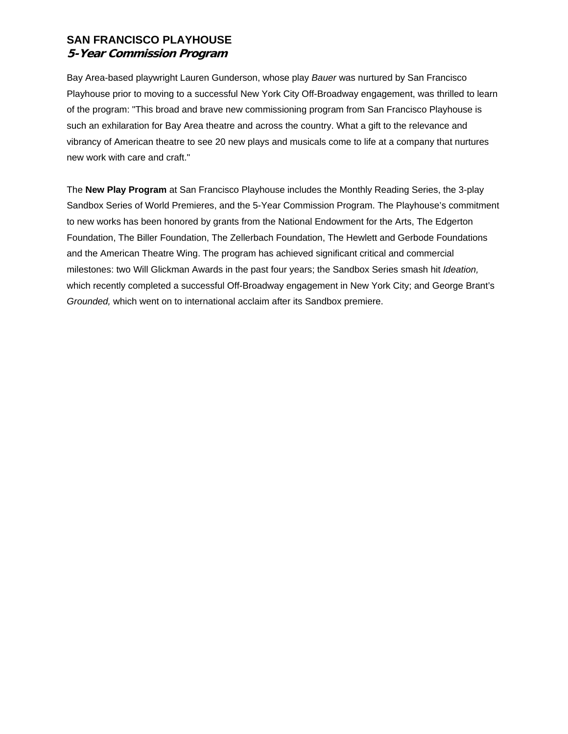**SAN FRANCISCO PLAYHOUSE**
***5-Year Commission Program***

Bay Area-based playwright Lauren Gunderson, whose play *Bauer* was nurtured by San Francisco Playhouse prior to moving to a successful New York City Off-Broadway engagement, was thrilled to learn of the program: "This broad and brave new commissioning program from San Francisco Playhouse is such an exhilaration for Bay Area theatre and across the country. What a gift to the relevance and vibrancy of American theatre to see 20 new plays and musicals come to life at a company that nurtures new work with care and craft."

The **New Play Program** at San Francisco Playhouse includes the Monthly Reading Series, the 3-play Sandbox Series of World Premieres, and the 5-Year Commission Program. The Playhouse's commitment to new works has been honored by grants from the National Endowment for the Arts, The Edgerton Foundation, The Biller Foundation, The Zellerbach Foundation, The Hewlett and Gerbode Foundations and the American Theatre Wing. The program has achieved significant critical and commercial milestones: two Will Glickman Awards in the past four years; the Sandbox Series smash hit *Ideation,* which recently completed a successful Off-Broadway engagement in New York City; and George Brant's *Grounded,* which went on to international acclaim after its Sandbox premiere.